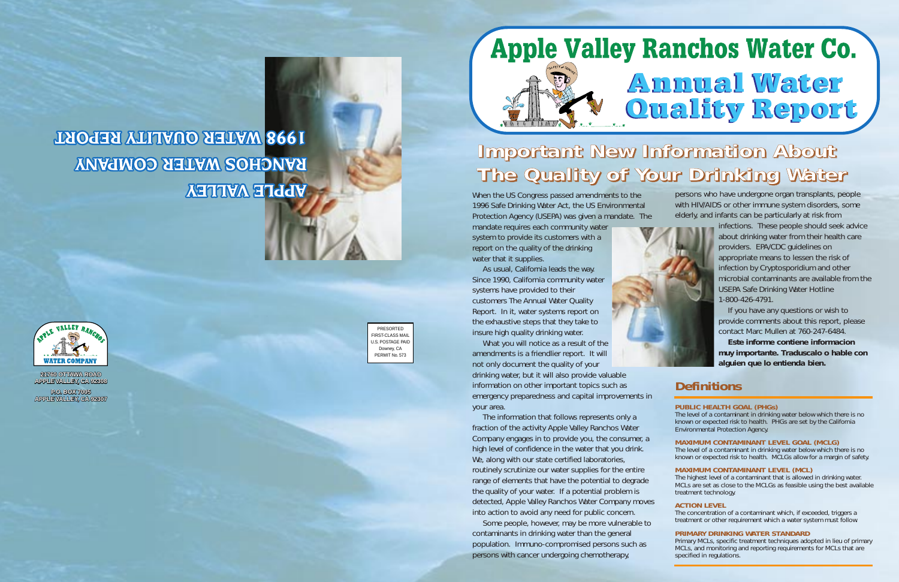APPLE VALLEY
RANCHOS WATER COMPANY
1998 WATER QUALITY REPORT

APPLE VALLEY RANCHOS
WATER COMPANY

21760 OTTAWA ROAD
APPLE VALLEY, CA 92308

P.O. BOX 7005
APPLE VALLEY, CA 92307

PRESORTED
FIRST-CLASS MAIL
U.S. POSTAGE PAID
Downey, CA
PERMIT No. 573

# Apple Valley Ranchos Water Co.

# Annual Water Quality Report

## Important New Information About The Quality of Your Drinking Water

When the US Congress passed amendments to the 1996 Safe Drinking Water Act, the US Environmental Protection Agency (USEPA) was given a mandate. The mandate requires each community water system to provide its customers with a report on the quality of the drinking water that it supplies.

As usual, California leads the way. Since 1990, California community water systems have provided to their customers The Annual Water Quality Report. In it, water systems report on the exhaustive steps that they take to insure high quality drinking water.

What you will notice as a result of the amendments is a friendlier report. It will not only document the quality of your drinking water, but it will also provide valuable information on other important topics such as emergency preparedness and capital improvements in your area.

The information that follows represents only a fraction of the activity Apple Valley Ranchos Water Company engages in to provide you, the consumer, a high level of confidence in the water that you drink. We, along with our state certified laboratories, routinely scrutinize our water supplies for the entire range of elements that have the potential to degrade the quality of your water. If a potential problem is detected, Apple Valley Ranchos Water Company moves into action to avoid any need for public concern.

Some people, however, may be more vulnerable to contaminants in drinking water than the general population. Immuno-compromised persons such as persons with cancer undergoing chemotherapy, persons who have undergone organ transplants, people with HIV/AIDS or other immune system disorders, some elderly, and infants can be particularly at risk from infections. These people should seek advice about drinking water from their health care providers. EPA/CDC guidelines on appropriate means to lessen the risk of infection by Cryptosporidium and other microbial contaminants are available from the USEPA Safe Drinking Water Hotline 1-800-426-4791.

If you have any questions or wish to provide comments about this report, please contact Marc Mullen at 760-247-6484.

**Este informe contiene informacion muy importante. Traduscalo o hable con alguien que lo entienda bien.**

## Definitions

**PUBLIC HEALTH GOAL (PHGs)**
The level of a contaminant in drinking water below which there is no known or expected risk to health. PHGs are set by the California Environmental Protection Agency.

**MAXIMUM CONTAMINANT LEVEL GOAL (MCLG)**
The level of a contaminant in drinking water below which there is no known or expected risk to health. MCLGs allow for a margin of safety.

**MAXIMUM CONTAMINANT LEVEL (MCL)**
The highest level of a contaminant that is allowed in drinking water. MCLs are set as close to the MCLGs as feasible using the best available treatment technology.

**ACTION LEVEL**
The concentration of a contaminant which, if exceeded, triggers a treatment or other requirement which a water system must follow.

**PRIMARY DRINKING WATER STANDARD**
Primary MCLs, specific treatment techniques adopted in lieu of primary MCLs, and monitoring and reporting requirements for MCLs that are specified in regulations.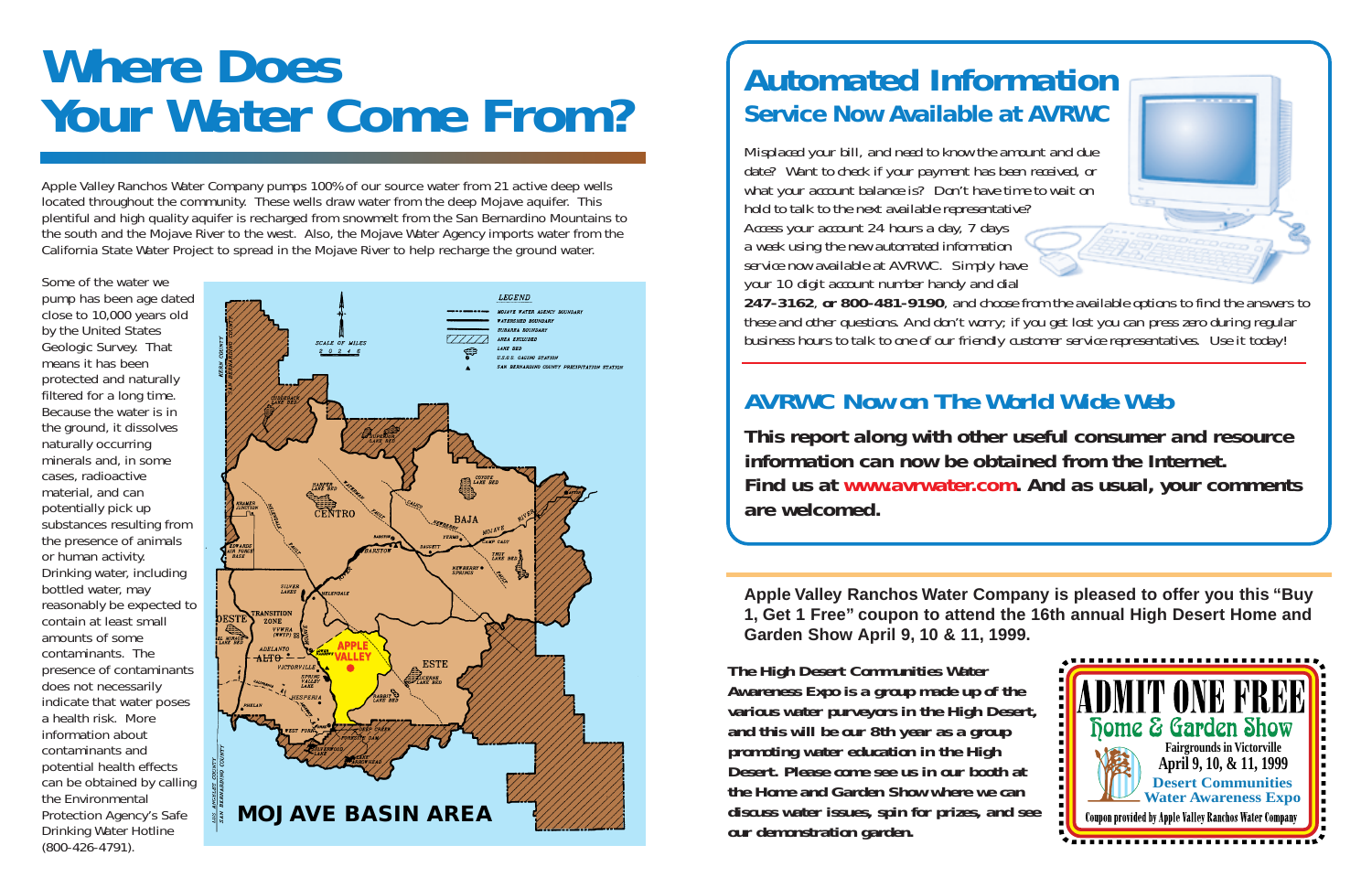# Where Does Your Water Come From?

Apple Valley Ranchos Water Company pumps 100% of our source water from 21 active deep wells located throughout the community. These wells draw water from the deep Mojave aquifer. This plentiful and high quality aquifer is recharged from snowmelt from the San Bernardino Mountains to the south and the Mojave River to the west. Also, the Mojave Water Agency imports water from the California State Water Project to spread in the Mojave River to help recharge the ground water.

Some of the water we pump has been age dated close to 10,000 years old by the United States Geologic Survey. That means it has been protected and naturally filtered for a long time. Because the water is in the ground, it dissolves naturally occurring minerals and, in some cases, radioactive material, and can potentially pick up substances resulting from the presence of animals or human activity. Drinking water, including bottled water, may reasonably be expected to contain at least small amounts of some contaminants. The presence of contaminants does not necessarily indicate that water poses a health risk. More information about contaminants and potential health effects can be obtained by calling the Environmental Protection Agency's Safe Drinking Water Hotline (800-426-4791).

**MOJAVE BASIN AREA**

# Automated Information

## Service Now Available at AVRWC

Misplaced your bill, and need to know the amount and due date? Want to check if your payment has been received, or what your account balance is? Don't have time to wait on hold to talk to the next available representative? Access your account 24 hours a day, 7 days a week using the new automated information service now available at AVRWC. Simply have your 10 digit account number handy and dial **247-3162**, **or 800-481-9190**, and choose from the available options to find the answers to these and other questions. And don't worry; if you get lost you can press zero during regular business hours to talk to one of our friendly customer service representatives. Use it today!

## AVRWC Now on The World Wide Web

**This report along with other useful consumer and resource information can now be obtained from the Internet. Find us at www.avrwater.com. And as usual, your comments are welcomed.**

**Apple Valley Ranchos Water Company is pleased to offer you this "Buy 1, Get 1 Free" coupon to attend the 16th annual High Desert Home and Garden Show April 9, 10 & 11, 1999.**

***The High Desert Communities Water Awareness Expo is a group made up of the various water purveyors in the High Desert, and this will be our 8th year as a group promoting water education in the High Desert. Please come see us in our booth at the Home and Garden Show where we can discuss water issues, spin for prizes, and see our demonstration garden.***

**ADMIT ONE FREE**

Home & Garden Show

Fairgrounds in Victorville

April 9, 10, & 11, 1999

Desert Communities Water Awareness Expo

Coupon provided by Apple Valley Ranchos Water Company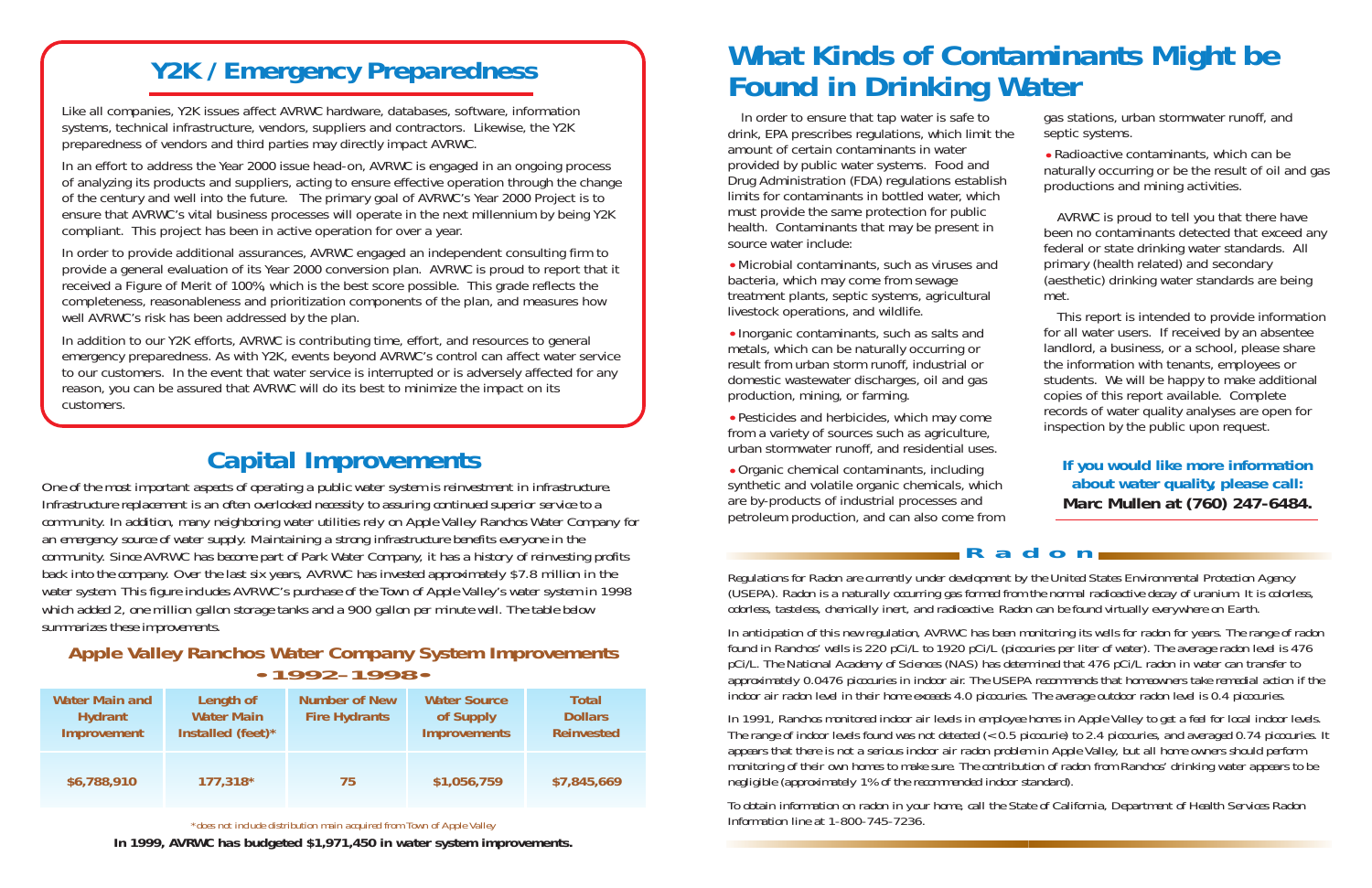## Y2K / Emergency Preparedness

Like all companies, Y2K issues affect AVRWC hardware, databases, software, information systems, technical infrastructure, vendors, suppliers and contractors. Likewise, the Y2K preparedness of vendors and third parties may directly impact AVRWC.

In an effort to address the Year 2000 issue head-on, AVRWC is engaged in an ongoing process of analyzing its products and suppliers, acting to ensure effective operation through the change of the century and well into the future. The primary goal of AVRWC's Year 2000 Project is to ensure that AVRWC's vital business processes will operate in the next millennium by being Y2K compliant. This project has been in active operation for over a year.

In order to provide additional assurances, AVRWC engaged an independent consulting firm to provide a general evaluation of its Year 2000 conversion plan. AVRWC is proud to report that it received a Figure of Merit of 100%, which is the best score possible. This grade reflects the completeness, reasonableness and prioritization components of the plan, and measures how well AVRWC's risk has been addressed by the plan.

In addition to our Y2K efforts, AVRWC is contributing time, effort, and resources to general emergency preparedness. As with Y2K, events beyond AVRWC's control can affect water service to our customers. In the event that water service is interrupted or is adversely affected for any reason, you can be assured that AVRWC will do its best to minimize the impact on its customers.

## Capital Improvements

*One of the most important aspects of operating a public water system is reinvestment in infrastructure. Infrastructure replacement is an often overlooked necessity to assuring continued superior service to a community. In addition, many neighboring water utilities rely on Apple Valley Ranchos Water Company for an emergency source of water supply. Maintaining a strong infrastructure benefits everyone in the community. Since AVRWC has become part of Park Water Company, it has a history of reinvesting profits back into the company. Over the last six years, AVRWC has invested approximately $7.8 million in the water system. This figure includes AVRWC's purchase of the Town of Apple Valley's water system in 1998 which added 2, one million gallon storage tanks and a 900 gallon per minute well. The table below summarizes these improvements.*

### Apple Valley Ranchos Water Company System Improvements • 1992–1998 •

| Water Main and Hydrant Improvement | Length of Water Main Installed (feet)* | Number of New Fire Hydrants | Water Source of Supply Improvements | Total Dollars Reinvested |
|---|---|---|---|---|
| $6,788,910 | 177,318* | 75 | $1,056,759 | $7,845,669 |

*\*does not include distribution main acquired from Town of Apple Valley*

**In 1999, AVRWC has budgeted $1,971,450 in water system improvements.**

## What Kinds of Contaminants Might be Found in Drinking Water

In order to ensure that tap water is safe to drink, EPA prescribes regulations, which limit the amount of certain contaminants in water provided by public water systems. Food and Drug Administration (FDA) regulations establish limits for contaminants in bottled water, which must provide the same protection for public health. Contaminants that may be present in source water include:

- Microbial contaminants, such as viruses and bacteria, which may come from sewage treatment plants, septic systems, agricultural livestock operations, and wildlife.
- Inorganic contaminants, such as salts and metals, which can be naturally occurring or result from urban storm runoff, industrial or domestic wastewater discharges, oil and gas production, mining, or farming.
- Pesticides and herbicides, which may come from a variety of sources such as agriculture, urban stormwater runoff, and residential uses.
- Organic chemical contaminants, including synthetic and volatile organic chemicals, which are by-products of industrial processes and petroleum production, and can also come from gas stations, urban stormwater runoff, and septic systems.
- Radioactive contaminants, which can be naturally occurring or be the result of oil and gas productions and mining activities.

AVRWC is proud to tell you that there have been no contaminants detected that exceed any federal or state drinking water standards. All primary (health related) and secondary (aesthetic) drinking water standards are being met.

This report is intended to provide information for all water users. If received by an absentee landlord, a business, or a school, please share the information with tenants, employees or students. We will be happy to make additional copies of this report available. Complete records of water quality analyses are open for inspection by the public upon request.

**If you would like more information about water quality, please call: Marc Mullen at (760) 247-6484.**

## Radon

*Regulations for Radon are currently under development by the United States Environmental Protection Agency (USEPA). Radon is a naturally occurring gas formed from the normal radioactive decay of uranium. It is colorless, odorless, tasteless, chemically inert, and radioactive. Radon can be found virtually everywhere on Earth.*

*In anticipation of this new regulation, AVRWC has been monitoring its wells for radon for years. The range of radon found in Ranchos' wells is 220 pCi/L to 1920 pCi/L (picocuries per liter of water). The average radon level is 476 pCi/L. The National Academy of Sciences (NAS) has determined that 476 pCi/L radon in water can transfer to approximately 0.0476 picocuries in indoor air. The USEPA recommends that homeowners take remedial action if the indoor air radon level in their home exceeds 4.0 picocuries. The average outdoor radon level is 0.4 picocuries.*

*In 1991, Ranchos monitored indoor air levels in employee homes in Apple Valley to get a feel for local indoor levels. The range of indoor levels found was not detected (< 0.5 picocurie) to 2.4 picocuries, and averaged 0.74 picocuries. It appears that there is not a serious indoor air radon problem in Apple Valley, but all home owners should perform monitoring of their own homes to make sure. The contribution of radon from Ranchos' drinking water appears to be negligible (approximately 1% of the recommended indoor standard).*

*To obtain information on radon in your home, call the State of California, Department of Health Services Radon Information line at 1-800-745-7236.*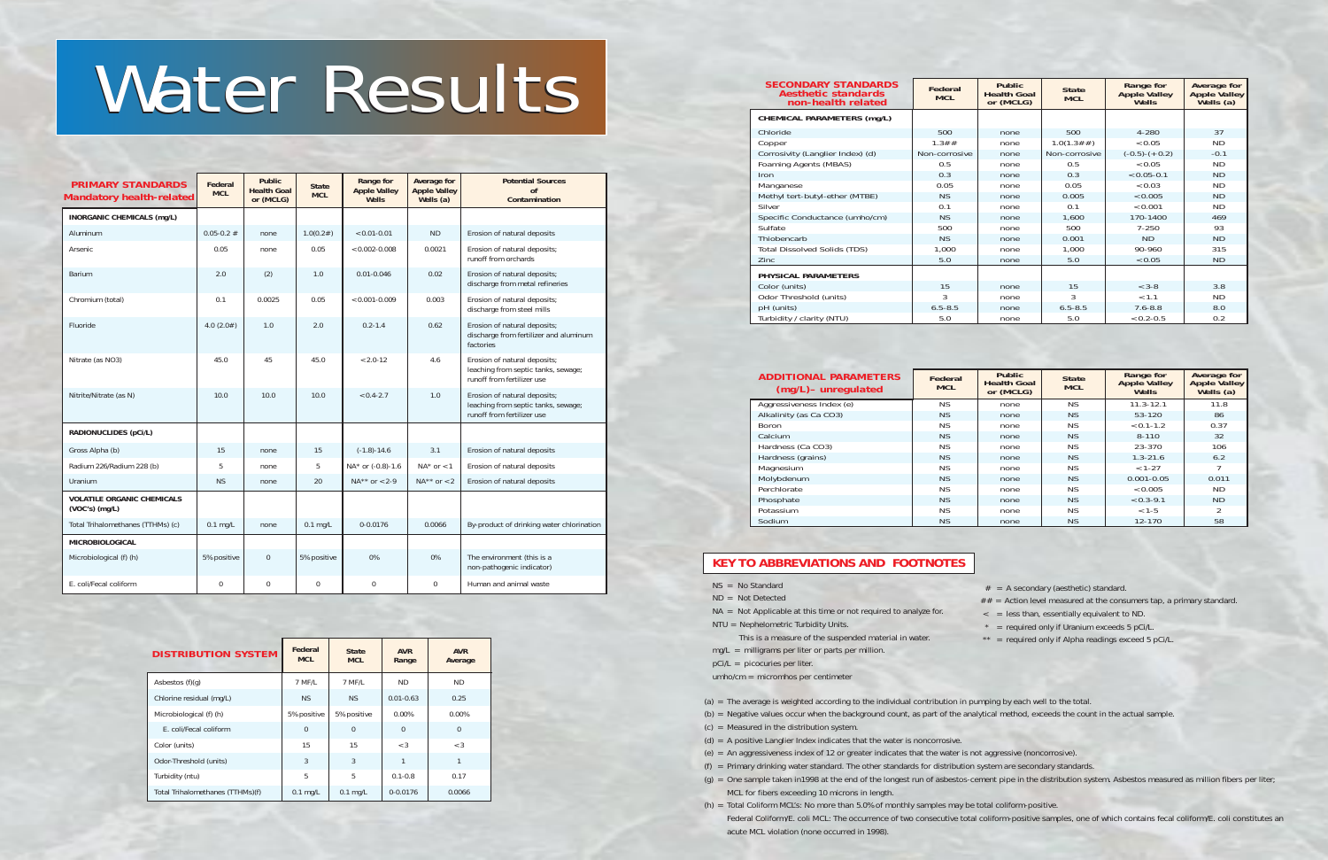# Water Results

| PRIMARY STANDARDS Mandatory health-related | Federal MCL | Public Health Goal or (MCLG) | State MCL | Range for Apple Valley Wells | Average for Apple Valley Wells (a) | Potential Sources of Contamination |
|---|---|---|---|---|---|---|
| **INORGANIC CHEMICALS (mg/L)** | | | | | | |
| Aluminum | 0.05-0.2 # | none | 1.0(0.2#) | <0.01-0.01 | ND | Erosion of natural deposits |
| Arsenic | 0.05 | none | 0.05 | <0.002-0.008 | 0.0021 | Erosion of natural deposits; runoff from orchards |
| Barium | 2.0 | (2) | 1.0 | 0.01-0.046 | 0.02 | Erosion of natural deposits; discharge from metal refineries |
| Chromium (total) | 0.1 | 0.0025 | 0.05 | <0.001-0.009 | 0.003 | Erosion of natural deposits; discharge from steel mills |
| Fluoride | 4.0 (2.0#) | 1.0 | 2.0 | 0.2-1.4 | 0.62 | Erosion of natural deposits; discharge from fertilizer and aluminum factories |
| Nitrate (as NO3) | 45.0 | 45 | 45.0 | <2.0-12 | 4.6 | Erosion of natural deposits; leaching from septic tanks, sewage; runoff from fertilizer use |
| Nitrite/Nitrate (as N) | 10.0 | 10.0 | 10.0 | <0.4-2.7 | 1.0 | Erosion of natural deposits; leaching from septic tanks, sewage; runoff from fertilizer use |
| **RADIONUCLIDES (pCi/L)** | | | | | | |
| Gross Alpha (b) | 15 | none | 15 | (-1.8)-14.6 | 3.1 | Erosion of natural deposits |
| Radium 226/Radium 228 (b) | 5 | none | 5 | NA* or (-0.8)-1.6 | NA* or <1 | Erosion of natural deposits |
| Uranium | NS | none | 20 | NA** or <2-9 | NA** or <2 | Erosion of natural deposits |
| **VOLATILE ORGANIC CHEMICALS (VOC's) (mg/L)** | | | | | | |
| Total Trihalomethanes (TTHMs) (c) | 0.1 mg/L | none | 0.1 mg/L | 0-0.0176 | 0.0066 | By-product of drinking water chlorination |
| **MICROBIOLOGICAL** | | | | | | |
| Microbiological (f) (h) | 5% positive | 0 | 5% positive | 0% | 0% | The environment (this is a non-pathogenic indicator) |
| E. coli/Fecal coliform | 0 | 0 | 0 | 0 | 0 | Human and animal waste |

| DISTRIBUTION SYSTEM | Federal MCL | State MCL | AVR Range | AVR Average |
|---|---|---|---|---|
| Asbestos (f)(g) | 7 MF/L | 7 MF/L | ND | ND |
| Chlorine residual (mg/L) | NS | NS | 0.01-0.63 | 0.25 |
| Microbiological (f) (h) | 5% positive | 5% positive | 0.00% | 0.00% |
| E. coli/Fecal coliform | 0 | 0 | 0 | 0 |
| Color (units) | 15 | 15 | <3 | <3 |
| Odor-Threshold (units) | 3 | 3 | 1 | 1 |
| Turbidity (ntu) | 5 | 5 | 0.1-0.8 | 0.17 |
| Total Trihalomethanes (TTHMs)(f) | 0.1 mg/L | 0.1 mg/L | 0-0.0176 | 0.0066 |

| SECONDARY STANDARDS Aesthetic standards non-health related | Federal MCL | Public Health Goal or (MCLG) | State MCL | Range for Apple Valley Wells | Average for Apple Valley Wells (a) |
|---|---|---|---|---|---|
| **CHEMICAL PARAMETERS (mg/L)** | | | | | |
| Chloride | 500 | none | 500 | 4-280 | 37 |
| Copper | 1.3## | none | 1.0(1.3##) | <0.05 | ND |
| Corrosivity (Langlier Index) (d) | Non-corrosive | none | Non-corrosive | (-0.5)-(+0.2) | -0.1 |
| Foaming Agents (MBAS) | 0.5 | none | 0.5 | <0.05 | ND |
| Iron | 0.3 | none | 0.3 | <0.05-0.1 | ND |
| Manganese | 0.05 | none | 0.05 | <0.03 | ND |
| Methyl tert-butyl-ether (MTBE) | NS | none | 0.005 | <0.005 | ND |
| Silver | 0.1 | none | 0.1 | <0.001 | ND |
| Specific Conductance (umho/cm) | NS | none | 1,600 | 170-1400 | 469 |
| Sulfate | 500 | none | 500 | 7-250 | 93 |
| Thiobencarb | NS | none | 0.001 | ND | ND |
| Total Dissolved Solids (TDS) | 1,000 | none | 1,000 | 90-960 | 315 |
| Zinc | 5.0 | none | 5.0 | <0.05 | ND |
| **PHYSICAL PARAMETERS** | | | | | |
| Color (units) | 15 | none | 15 | <3-8 | 3.8 |
| Odor Threshold (units) | 3 | none | 3 | <1.1 | ND |
| pH (units) | 6.5-8.5 | none | 6.5-8.5 | 7.6-8.8 | 8.0 |
| Turbidity / clarity (NTU) | 5.0 | none | 5.0 | <0.2-0.5 | 0.2 |

| ADDITIONAL PARAMETERS (mg/L)- unregulated | Federal MCL | Public Health Goal or (MCLG) | State MCL | Range for Apple Valley Wells | Average for Apple Valley Wells (a) |
|---|---|---|---|---|---|
| Aggressiveness Index (e) | NS | none | NS | 11.3-12.1 | 11.8 |
| Alkalinity (as Ca CO3) | NS | none | NS | 53-120 | 86 |
| Boron | NS | none | NS | <0.1-1.2 | 0.37 |
| Calcium | NS | none | NS | 8-110 | 32 |
| Hardness (Ca CO3) | NS | none | NS | 23-370 | 106 |
| Hardness (grains) | NS | none | NS | 1.3-21.6 | 6.2 |
| Magnesium | NS | none | NS | <1-27 | 7 |
| Molybdenum | NS | none | NS | 0.001-0.05 | 0.011 |
| Perchlorate | NS | none | NS | <0.005 | ND |
| Phosphate | NS | none | NS | <0.3-9.1 | ND |
| Potassium | NS | none | NS | <1-5 | 2 |
| Sodium | NS | none | NS | 12-170 | 58 |

## KEY TO ABBREVIATIONS AND FOOTNOTES

NS = No Standard
ND = Not Detected
NA = Not Applicable at this time or not required to analyze for.
NTU = Nephelometric Turbidity Units.
This is a measure of the suspended material in water.
mg/L = milligrams per liter or parts per million.
pCi/L = picocuries per liter.
umho/cm = micromhos per centimeter

\# = A secondary (aesthetic) standard.
\## = Action level measured at the consumers tap, a primary standard.
< = less than, essentially equivalent to ND.
\* = required only if Uranium exceeds 5 pCi/L.
\*\* = required only if Alpha readings exceed 5 pCi/L.

(a) = The average is weighted according to the individual contribution in pumping by each well to the total.
(b) = Negative values occur when the background count, as part of the analytical method, exceeds the count in the actual sample.
(c) = Measured in the distribution system.
(d) = A positive Langlier Index indicates that the water is noncorrosive.
(e) = An aggressiveness index of 12 or greater indicates that the water is not aggressive (noncorrosive).
(f) = Primary drinking water standard. The other standards for distribution system are secondary standards.
(g) = One sample taken in1998 at the end of the longest run of asbestos-cement pipe in the distribution system. Asbestos measured as million fibers per liter; MCL for fibers exceeding 10 microns in length.
(h) = Total Coliform MCL's: No more than 5.0% of monthly samples may be total coliform-positive.
Federal Coliform/E. coli MCL: The occurrence of two consecutive total coliform-positive samples, one of which contains fecal coliform/E. coli constitutes an acute MCL violation (none occurred in 1998).